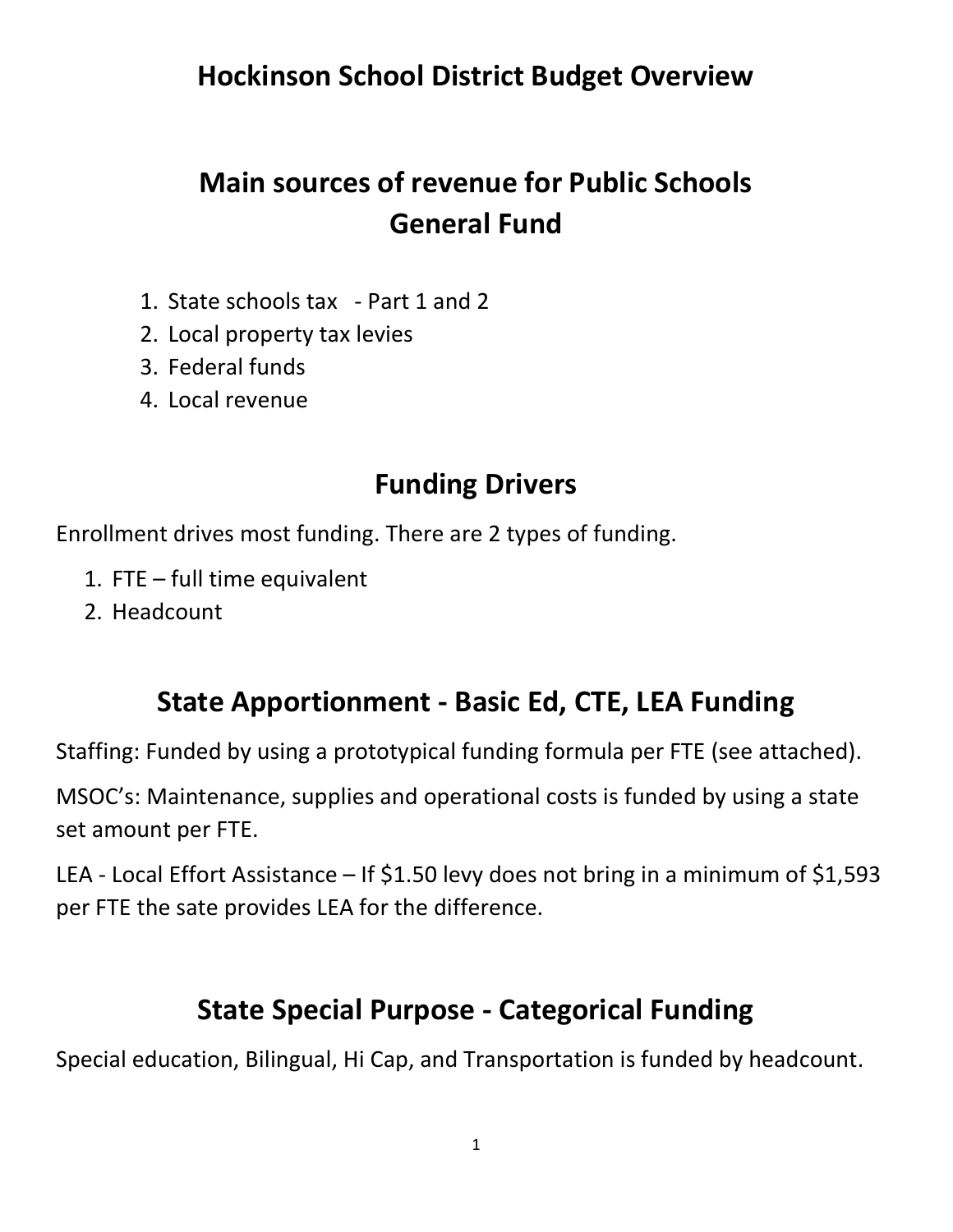# Hockinson School District Budget Overview

## Main sources of revenue for Public Schools General Fund

1. State schools tax - Part 1 and 2
2. Local property tax levies
3. Federal funds
4. Local revenue

## Funding Drivers

Enrollment drives most funding. There are 2 types of funding.

1. FTE – full time equivalent
2. Headcount

## State Apportionment - Basic Ed, CTE, LEA Funding

Staffing: Funded by using a prototypical funding formula per FTE (see attached).

MSOC's: Maintenance, supplies and operational costs is funded by using a state set amount per FTE.

LEA - Local Effort Assistance – If $1.50 levy does not bring in a minimum of $1,593 per FTE the sate provides LEA for the difference.

## State Special Purpose - Categorical Funding

Special education, Bilingual, Hi Cap, and Transportation is funded by headcount.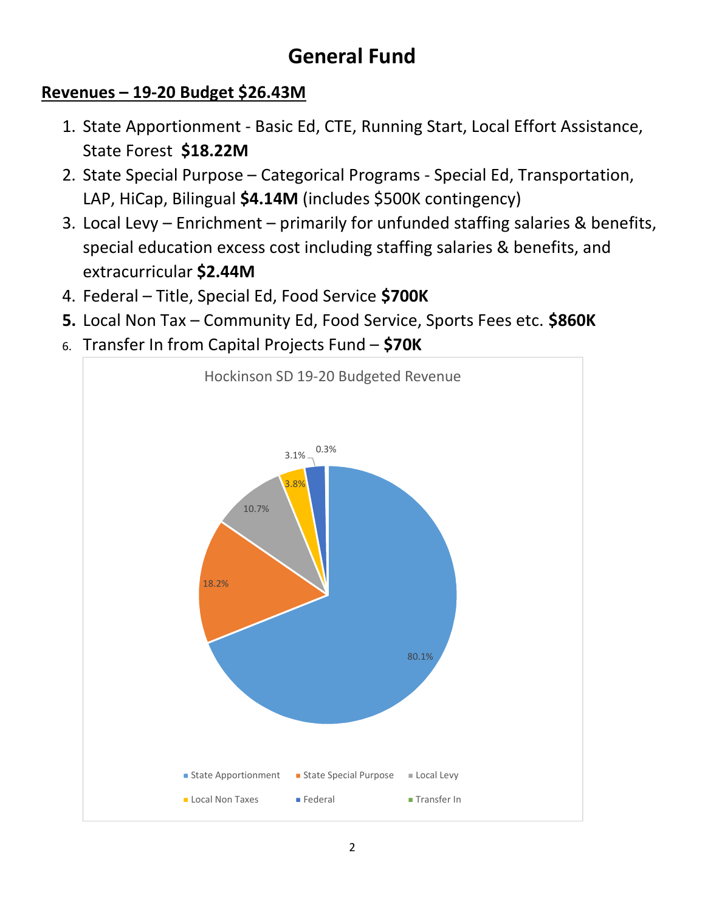# General Fund

**Revenues – 19-20 Budget $26.43M**

1. State Apportionment - Basic Ed, CTE, Running Start, Local Effort Assistance, State Forest **$18.22M**
2. State Special Purpose – Categorical Programs - Special Ed, Transportation, LAP, HiCap, Bilingual **$4.14M** (includes $500K contingency)
3. Local Levy – Enrichment – primarily for unfunded staffing salaries & benefits, special education excess cost including staffing salaries & benefits, and extracurricular **$2.44M**
4. Federal – Title, Special Ed, Food Service **$700K**
5. Local Non Tax – Community Ed, Food Service, Sports Fees etc. **$860K**
6. Transfer In from Capital Projects Fund – **$70K**

Hockinson SD 19-20 Budgeted Revenue

| Category | Percent |
|---|---|
| State Apportionment | 80.1% |
| State Special Purpose | 18.2% |
| Local Levy | 10.7% |
| Local Non Taxes | 3.8% |
| Federal | 3.1% |
| Transfer In | 0.3% |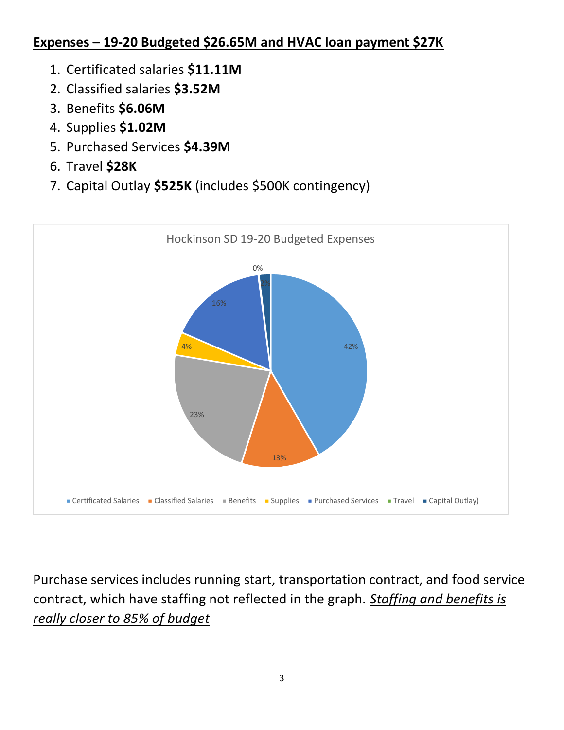## **Expenses – 19-20 Budgeted $26.65M and HVAC loan payment $27K**

1. Certificated salaries **$11.11M**
2. Classified salaries **$3.52M**
3. Benefits **$6.06M**
4. Supplies **$1.02M**
5. Purchased Services **$4.39M**
6. Travel **$28K**
7. Capital Outlay **$525K** (includes $500K contingency)

Hockinson SD 19-20 Budgeted Expenses

| Category | Percent |
| --- | --- |
| Certificated Salaries | 42% |
| Classified Salaries | 13% |
| Benefits | 23% |
| Supplies | 4% |
| Purchased Services | 16% |
| Travel | 0% |
| Capital Outlay) | 2% |

Purchase services includes running start, transportation contract, and food service contract, which have staffing not reflected in the graph. *Staffing and benefits is really closer to 85% of budget*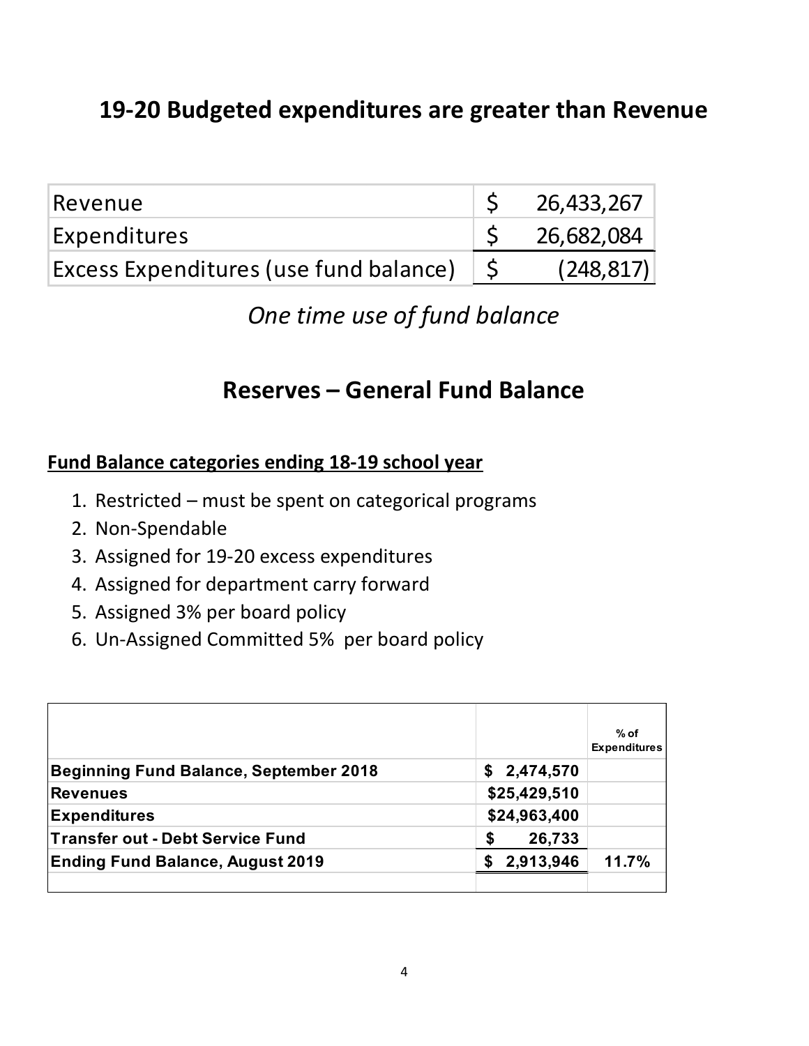## 19-20 Budgeted expenditures are greater than Revenue

| | |
|---|---|
| Revenue | $ 26,433,267 |
| Expenditures | $ 26,682,084 |
| Excess Expenditures (use fund balance) | $ (248,817) |

*One time use of fund balance*

## Reserves – General Fund Balance

**Fund Balance categories ending 18-19 school year**

1. Restricted – must be spent on categorical programs
2. Non-Spendable
3. Assigned for 19-20 excess expenditures
4. Assigned for department carry forward
5. Assigned 3% per board policy
6. Un-Assigned Committed 5% per board policy

| | | % of Expenditures |
|---|---|---|
| **Beginning Fund Balance, September 2018** | **$ 2,474,570** | |
| **Revenues** | **$25,429,510** | |
| **Expenditures** | **$24,963,400** | |
| **Transfer out - Debt Service Fund** | **$ 26,733** | |
| **Ending Fund Balance, August 2019** | **$ 2,913,946** | **11.7%** |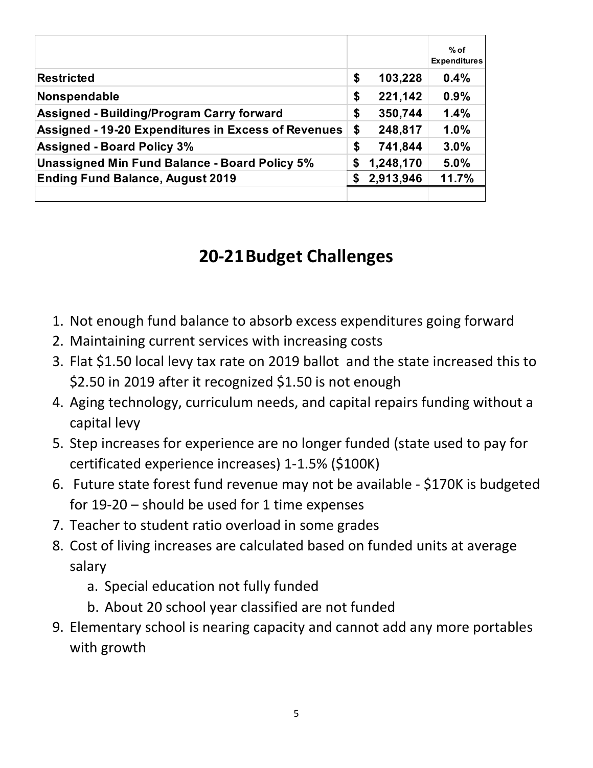| | | % of Expenditures |
|---|---|---|
| **Restricted** | **$ 103,228** | **0.4%** |
| **Nonspendable** | **$ 221,142** | **0.9%** |
| **Assigned - Building/Program Carry forward** | **$ 350,744** | **1.4%** |
| **Assigned - 19-20 Expenditures in Excess of Revenues** | **$ 248,817** | **1.0%** |
| **Assigned - Board Policy 3%** | **$ 741,844** | **3.0%** |
| **Unassigned Min Fund Balance - Board Policy 5%** | **$ 1,248,170** | **5.0%** |
| **Ending Fund Balance, August 2019** | **$ 2,913,946** | **11.7%** |

## 20-21 Budget Challenges

1. Not enough fund balance to absorb excess expenditures going forward
2. Maintaining current services with increasing costs
3. Flat $1.50 local levy tax rate on 2019 ballot and the state increased this to $2.50 in 2019 after it recognized $1.50 is not enough
4. Aging technology, curriculum needs, and capital repairs funding without a capital levy
5. Step increases for experience are no longer funded (state used to pay for certificated experience increases) 1-1.5% ($100K)
6. Future state forest fund revenue may not be available - $170K is budgeted for 19-20 – should be used for 1 time expenses
7. Teacher to student ratio overload in some grades
8. Cost of living increases are calculated based on funded units at average salary
    a. Special education not fully funded
    b. About 20 school year classified are not funded
9. Elementary school is nearing capacity and cannot add any more portables with growth